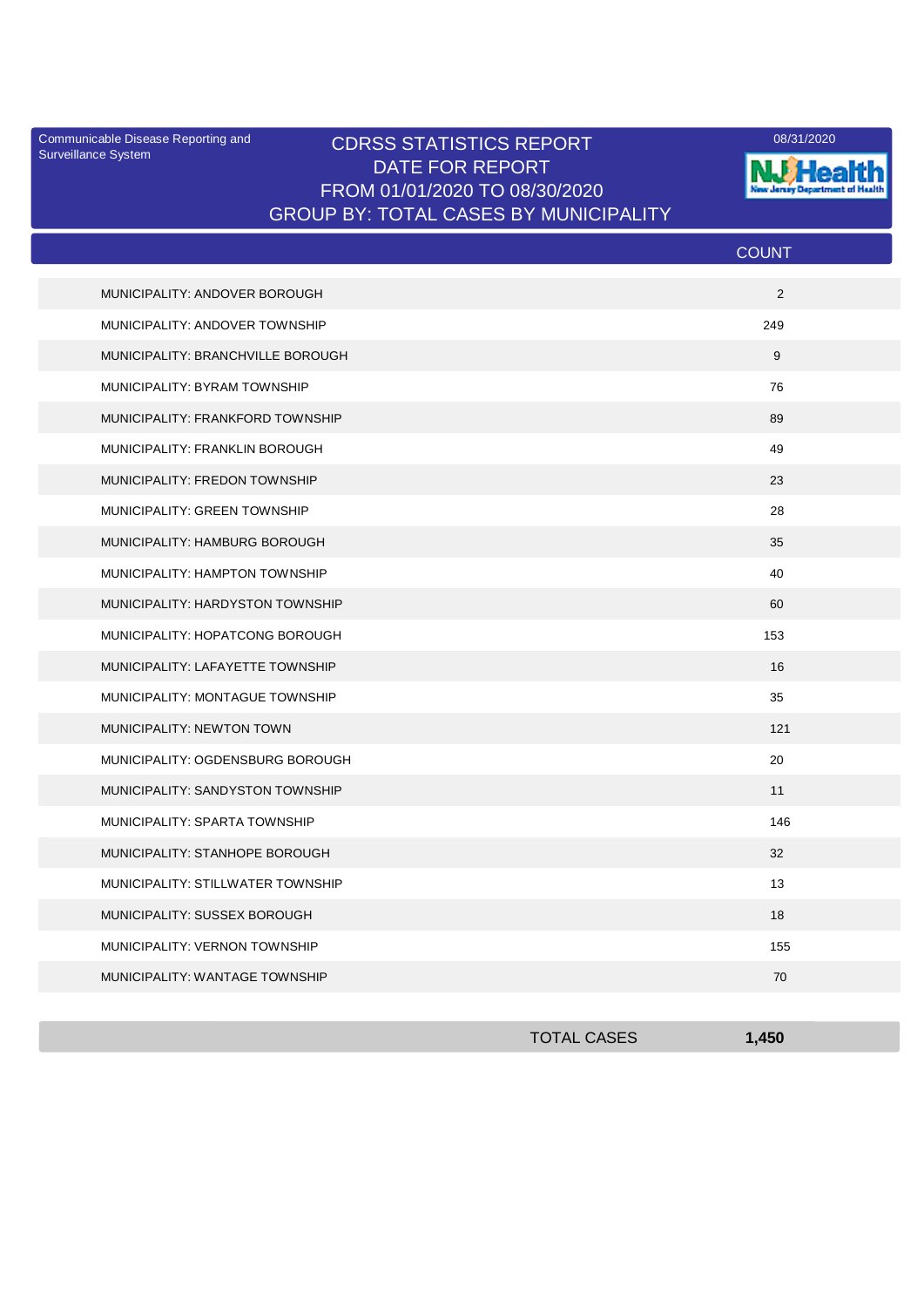Communicable Disease Reporting and Surveillance System

08/31/2020

# CDRSS STATISTICS REPORT
## DATE FOR REPORT
## FROM 01/01/2020 TO 08/30/2020
## GROUP BY: TOTAL CASES BY MUNICIPALITY

| | COUNT |
|---|---|
| MUNICIPALITY: ANDOVER BOROUGH | 2 |
| MUNICIPALITY: ANDOVER TOWNSHIP | 249 |
| MUNICIPALITY: BRANCHVILLE BOROUGH | 9 |
| MUNICIPALITY: BYRAM TOWNSHIP | 76 |
| MUNICIPALITY: FRANKFORD TOWNSHIP | 89 |
| MUNICIPALITY: FRANKLIN BOROUGH | 49 |
| MUNICIPALITY: FREDON TOWNSHIP | 23 |
| MUNICIPALITY: GREEN TOWNSHIP | 28 |
| MUNICIPALITY: HAMBURG BOROUGH | 35 |
| MUNICIPALITY: HAMPTON TOWNSHIP | 40 |
| MUNICIPALITY: HARDYSTON TOWNSHIP | 60 |
| MUNICIPALITY: HOPATCONG BOROUGH | 153 |
| MUNICIPALITY: LAFAYETTE TOWNSHIP | 16 |
| MUNICIPALITY: MONTAGUE TOWNSHIP | 35 |
| MUNICIPALITY: NEWTON TOWN | 121 |
| MUNICIPALITY: OGDENSBURG BOROUGH | 20 |
| MUNICIPALITY: SANDYSTON TOWNSHIP | 11 |
| MUNICIPALITY: SPARTA TOWNSHIP | 146 |
| MUNICIPALITY: STANHOPE BOROUGH | 32 |
| MUNICIPALITY: STILLWATER TOWNSHIP | 13 |
| MUNICIPALITY: SUSSEX BOROUGH | 18 |
| MUNICIPALITY: VERNON TOWNSHIP | 155 |
| MUNICIPALITY: WANTAGE TOWNSHIP | 70 |
| TOTAL CASES | **1,450** |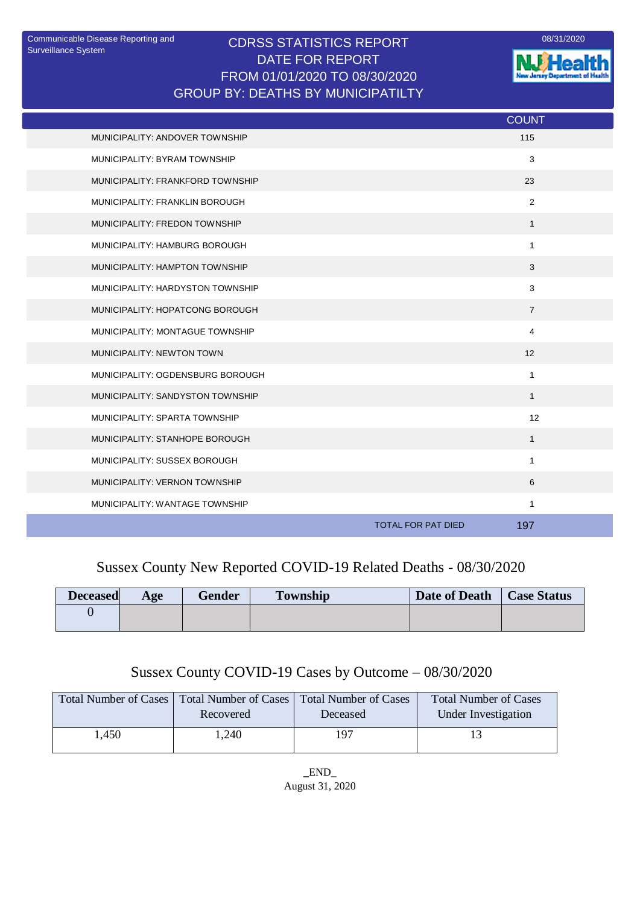Communicable Disease Reporting and Surveillance System

# CDRSS STATISTICS REPORT
## DATE FOR REPORT
## FROM 01/01/2020 TO 08/30/2020
## GROUP BY: DEATHS BY MUNICIPATILTY

08/31/2020

| | COUNT |
|---|---|
| MUNICIPALITY: ANDOVER TOWNSHIP | 115 |
| MUNICIPALITY: BYRAM TOWNSHIP | 3 |
| MUNICIPALITY: FRANKFORD TOWNSHIP | 23 |
| MUNICIPALITY: FRANKLIN BOROUGH | 2 |
| MUNICIPALITY: FREDON TOWNSHIP | 1 |
| MUNICIPALITY: HAMBURG BOROUGH | 1 |
| MUNICIPALITY: HAMPTON TOWNSHIP | 3 |
| MUNICIPALITY: HARDYSTON TOWNSHIP | 3 |
| MUNICIPALITY: HOPATCONG BOROUGH | 7 |
| MUNICIPALITY: MONTAGUE TOWNSHIP | 4 |
| MUNICIPALITY: NEWTON TOWN | 12 |
| MUNICIPALITY: OGDENSBURG BOROUGH | 1 |
| MUNICIPALITY: SANDYSTON TOWNSHIP | 1 |
| MUNICIPALITY: SPARTA TOWNSHIP | 12 |
| MUNICIPALITY: STANHOPE BOROUGH | 1 |
| MUNICIPALITY: SUSSEX BOROUGH | 1 |
| MUNICIPALITY: VERNON TOWNSHIP | 6 |
| MUNICIPALITY: WANTAGE TOWNSHIP | 1 |
| TOTAL FOR PAT DIED | 197 |

## Sussex County New Reported COVID-19 Related Deaths - 08/30/2020

| Deceased | Age | Gender | Township | Date of Death | Case Status |
|---|---|---|---|---|---|
| 0 | | | | | |

## Sussex County COVID-19 Cases by Outcome – 08/30/2020

| Total Number of Cases | Total Number of Cases Recovered | Total Number of Cases Deceased | Total Number of Cases Under Investigation |
|---|---|---|---|
| 1,450 | 1,240 | 197 | 13 |

_END_
August 31, 2020